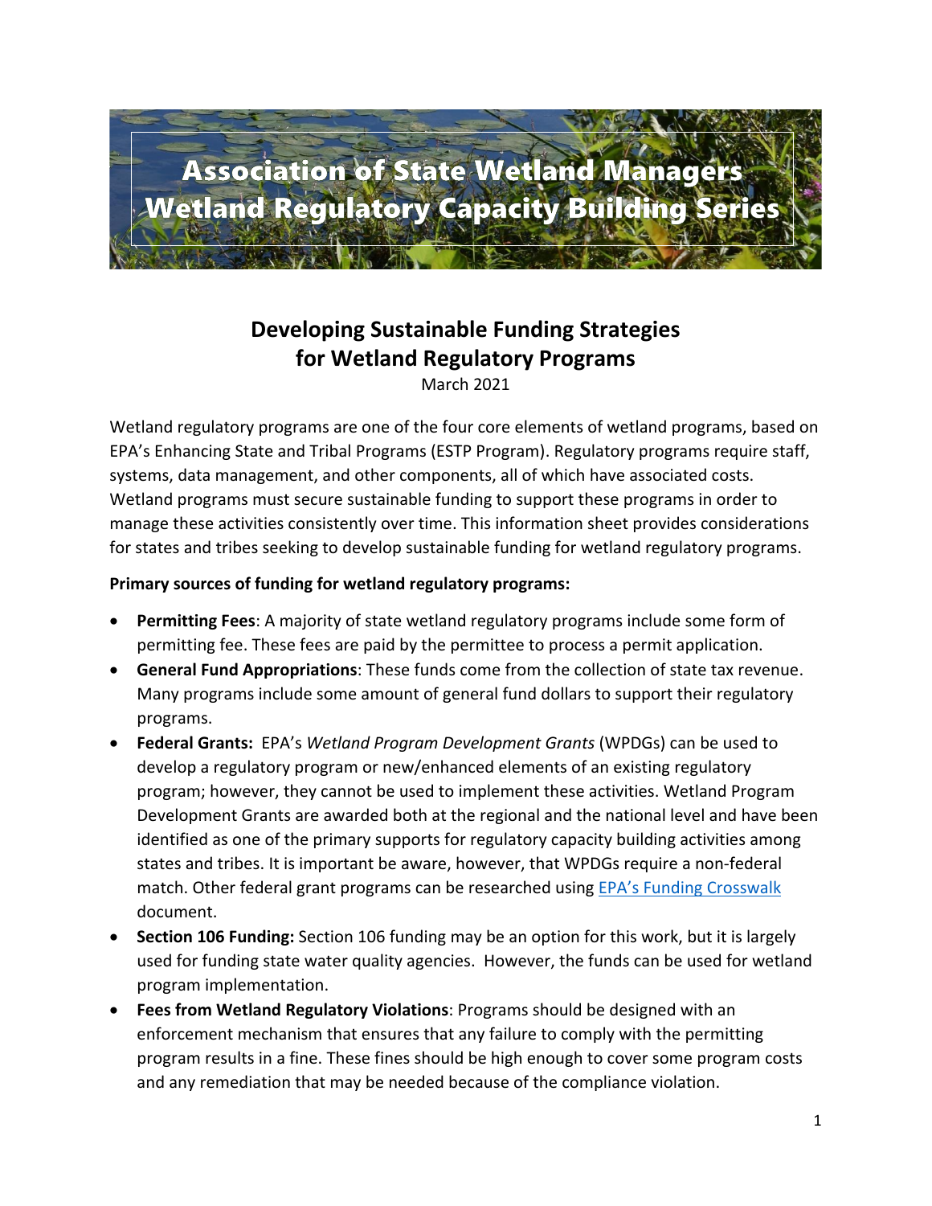# Association of State Wetland Managers
# Wetland Regulatory Capacity Building Series

## Developing Sustainable Funding Strategies for Wetland Regulatory Programs

March 2021

Wetland regulatory programs are one of the four core elements of wetland programs, based on EPA's Enhancing State and Tribal Programs (ESTP Program). Regulatory programs require staff, systems, data management, and other components, all of which have associated costs. Wetland programs must secure sustainable funding to support these programs in order to manage these activities consistently over time. This information sheet provides considerations for states and tribes seeking to develop sustainable funding for wetland regulatory programs.

**Primary sources of funding for wetland regulatory programs:**

- **Permitting Fees**: A majority of state wetland regulatory programs include some form of permitting fee. These fees are paid by the permittee to process a permit application.
- **General Fund Appropriations**: These funds come from the collection of state tax revenue. Many programs include some amount of general fund dollars to support their regulatory programs.
- **Federal Grants:** EPA's *Wetland Program Development Grants* (WPDGs) can be used to develop a regulatory program or new/enhanced elements of an existing regulatory program; however, they cannot be used to implement these activities. Wetland Program Development Grants are awarded both at the regional and the national level and have been identified as one of the primary supports for regulatory capacity building activities among states and tribes. It is important be aware, however, that WPDGs require a non-federal match. Other federal grant programs can be researched using EPA's Funding Crosswalk document.
- **Section 106 Funding:** Section 106 funding may be an option for this work, but it is largely used for funding state water quality agencies. However, the funds can be used for wetland program implementation.
- **Fees from Wetland Regulatory Violations**: Programs should be designed with an enforcement mechanism that ensures that any failure to comply with the permitting program results in a fine. These fines should be high enough to cover some program costs and any remediation that may be needed because of the compliance violation.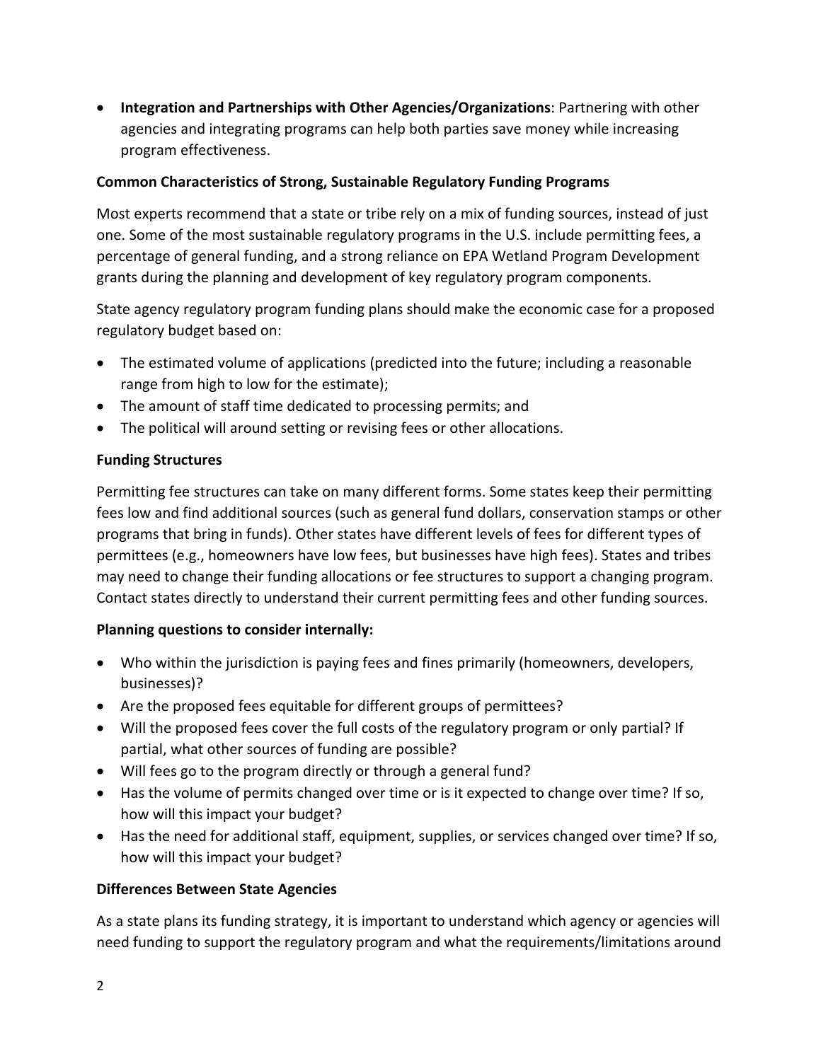- **Integration and Partnerships with Other Agencies/Organizations**: Partnering with other agencies and integrating programs can help both parties save money while increasing program effectiveness.

**Common Characteristics of Strong, Sustainable Regulatory Funding Programs**

Most experts recommend that a state or tribe rely on a mix of funding sources, instead of just one. Some of the most sustainable regulatory programs in the U.S. include permitting fees, a percentage of general funding, and a strong reliance on EPA Wetland Program Development grants during the planning and development of key regulatory program components.

State agency regulatory program funding plans should make the economic case for a proposed regulatory budget based on:

- The estimated volume of applications (predicted into the future; including a reasonable range from high to low for the estimate);
- The amount of staff time dedicated to processing permits; and
- The political will around setting or revising fees or other allocations.

**Funding Structures**

Permitting fee structures can take on many different forms. Some states keep their permitting fees low and find additional sources (such as general fund dollars, conservation stamps or other programs that bring in funds). Other states have different levels of fees for different types of permittees (e.g., homeowners have low fees, but businesses have high fees). States and tribes may need to change their funding allocations or fee structures to support a changing program. Contact states directly to understand their current permitting fees and other funding sources.

**Planning questions to consider internally:**

- Who within the jurisdiction is paying fees and fines primarily (homeowners, developers, businesses)?
- Are the proposed fees equitable for different groups of permittees?
- Will the proposed fees cover the full costs of the regulatory program or only partial? If partial, what other sources of funding are possible?
- Will fees go to the program directly or through a general fund?
- Has the volume of permits changed over time or is it expected to change over time? If so, how will this impact your budget?
- Has the need for additional staff, equipment, supplies, or services changed over time? If so, how will this impact your budget?

**Differences Between State Agencies**

As a state plans its funding strategy, it is important to understand which agency or agencies will need funding to support the regulatory program and what the requirements/limitations around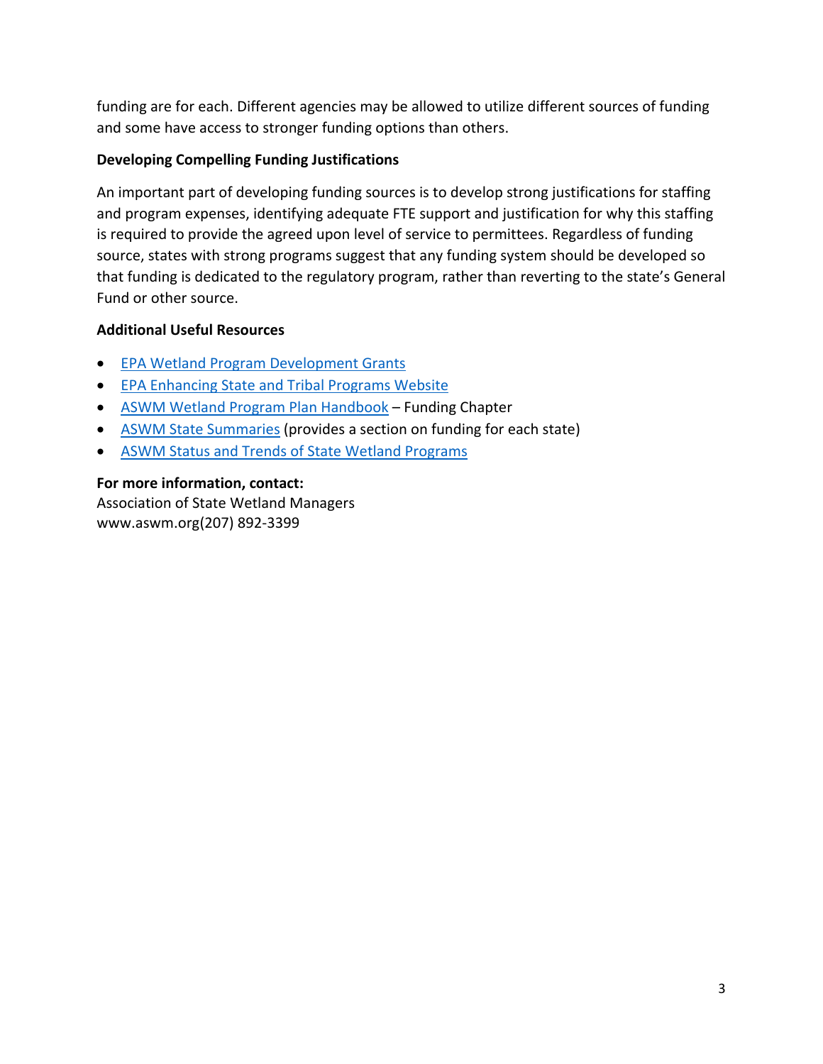funding are for each. Different agencies may be allowed to utilize different sources of funding and some have access to stronger funding options than others.

**Developing Compelling Funding Justifications**

An important part of developing funding sources is to develop strong justifications for staffing and program expenses, identifying adequate FTE support and justification for why this staffing is required to provide the agreed upon level of service to permittees. Regardless of funding source, states with strong programs suggest that any funding system should be developed so that funding is dedicated to the regulatory program, rather than reverting to the state's General Fund or other source.

**Additional Useful Resources**

- EPA Wetland Program Development Grants
- EPA Enhancing State and Tribal Programs Website
- ASWM Wetland Program Plan Handbook – Funding Chapter
- ASWM State Summaries (provides a section on funding for each state)
- ASWM Status and Trends of State Wetland Programs

**For more information, contact:**
Association of State Wetland Managers
www.aswm.org(207) 892-3399